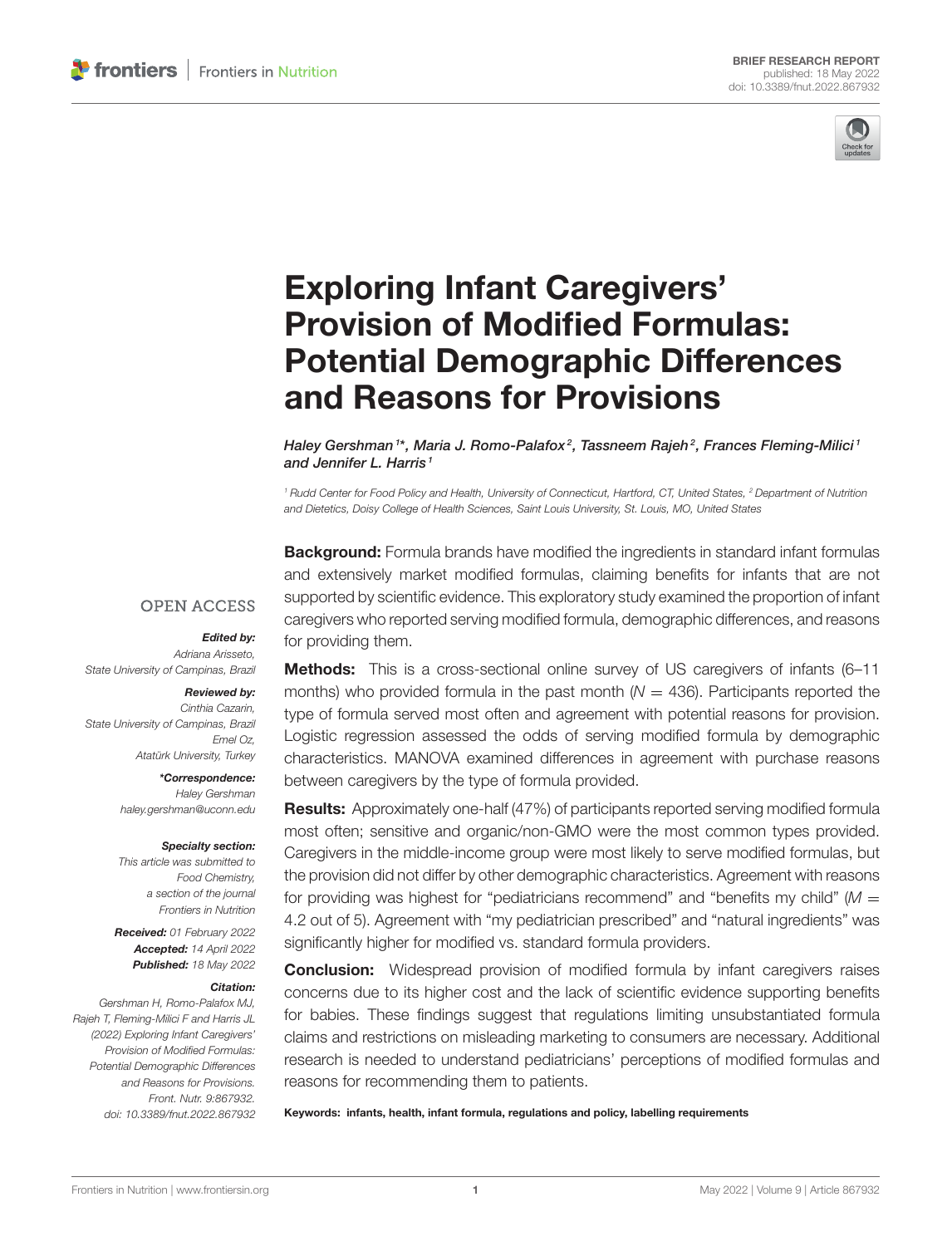BRIEF RESEARCH REPORT
published: 18 May 2022
doi: 10.3389/fnut.2022.867932

# Exploring Infant Caregivers' Provision of Modified Formulas: Potential Demographic Differences and Reasons for Provisions

*Haley Gershman[1]\*, Maria J. Romo-Palafox[2], Tassneem Rajeh[2], Frances Fleming-Milici[1] and Jennifer L. Harris[1]*

*[1] Rudd Center for Food Policy and Health, University of Connecticut, Hartford, CT, United States, [2] Department of Nutrition and Dietetics, Doisy College of Health Sciences, Saint Louis University, St. Louis, MO, United States*

OPEN ACCESS

***Edited by:***
Adriana Arisseto,
State University of Campinas, Brazil

***Reviewed by:***
Cinthia Cazarin,
State University of Campinas, Brazil
Emel Oz,
Atatürk University, Turkey

***\*Correspondence:***
Haley Gershman
haley.gershman@uconn.edu

***Specialty section:***
This article was submitted to
Food Chemistry,
a section of the journal
Frontiers in Nutrition

***Received:*** 01 February 2022
***Accepted:*** 14 April 2022
***Published:*** 18 May 2022

***Citation:***
Gershman H, Romo-Palafox MJ, Rajeh T, Fleming-Milici F and Harris JL (2022) Exploring Infant Caregivers' Provision of Modified Formulas: Potential Demographic Differences and Reasons for Provisions. Front. Nutr. 9:867932. doi: 10.3389/fnut.2022.867932

**Background:** Formula brands have modified the ingredients in standard infant formulas and extensively market modified formulas, claiming benefits for infants that are not supported by scientific evidence. This exploratory study examined the proportion of infant caregivers who reported serving modified formula, demographic differences, and reasons for providing them.

**Methods:** This is a cross-sectional online survey of US caregivers of infants (6–11 months) who provided formula in the past month ($N = 436$). Participants reported the type of formula served most often and agreement with potential reasons for provision. Logistic regression assessed the odds of serving modified formula by demographic characteristics. MANOVA examined differences in agreement with purchase reasons between caregivers by the type of formula provided.

**Results:** Approximately one-half (47%) of participants reported serving modified formula most often; sensitive and organic/non-GMO were the most common types provided. Caregivers in the middle-income group were most likely to serve modified formulas, but the provision did not differ by other demographic characteristics. Agreement with reasons for providing was highest for "pediatricians recommend" and "benefits my child" ($M = 4.2$ out of 5). Agreement with "my pediatrician prescribed" and "natural ingredients" was significantly higher for modified vs. standard formula providers.

**Conclusion:** Widespread provision of modified formula by infant caregivers raises concerns due to its higher cost and the lack of scientific evidence supporting benefits for babies. These findings suggest that regulations limiting unsubstantiated formula claims and restrictions on misleading marketing to consumers are necessary. Additional research is needed to understand pediatricians' perceptions of modified formulas and reasons for recommending them to patients.

**Keywords: infants, health, infant formula, regulations and policy, labelling requirements**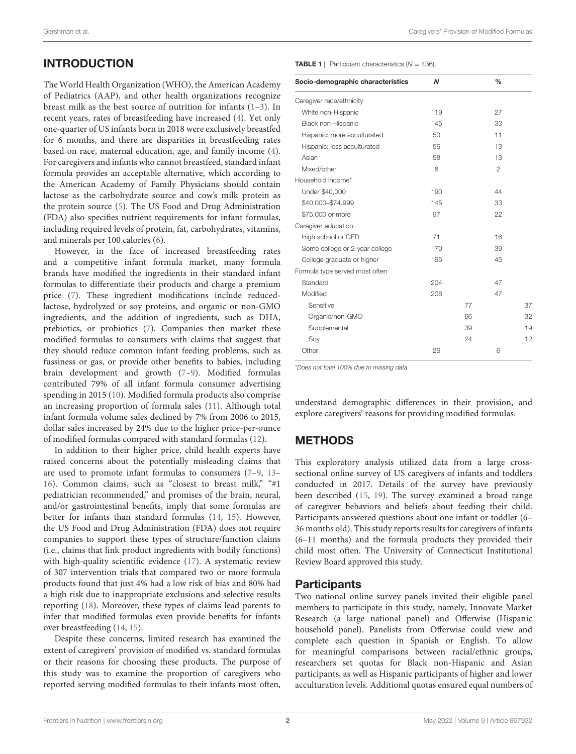## INTRODUCTION

The World Health Organization (WHO), the American Academy of Pediatrics (AAP), and other health organizations recognize breast milk as the best source of nutrition for infants (1–3). In recent years, rates of breastfeeding have increased (4). Yet only one-quarter of US infants born in 2018 were exclusively breastfed for 6 months, and there are disparities in breastfeeding rates based on race, maternal education, age, and family income (4). For caregivers and infants who cannot breastfeed, standard infant formula provides an acceptable alternative, which according to the American Academy of Family Physicians should contain lactose as the carbohydrate source and cow's milk protein as the protein source (5). The US Food and Drug Administration (FDA) also specifies nutrient requirements for infant formulas, including required levels of protein, fat, carbohydrates, vitamins, and minerals per 100 calories (6).

However, in the face of increased breastfeeding rates and a competitive infant formula market, many formula brands have modified the ingredients in their standard infant formulas to differentiate their products and charge a premium price (7). These ingredient modifications include reduced-lactose, hydrolyzed or soy proteins, and organic or non-GMO ingredients, and the addition of ingredients, such as DHA, prebiotics, or probiotics (7). Companies then market these modified formulas to consumers with claims that suggest that they should reduce common infant feeding problems, such as fussiness or gas, or provide other benefits to babies, including brain development and growth (7–9). Modified formulas contributed 79% of all infant formula consumer advertising spending in 2015 (10). Modified formula products also comprise an increasing proportion of formula sales (11). Although total infant formula volume sales declined by 7% from 2006 to 2015, dollar sales increased by 24% due to the higher price-per-ounce of modified formulas compared with standard formulas (12).

In addition to their higher price, child health experts have raised concerns about the potentially misleading claims that are used to promote infant formulas to consumers (7–9, 13–16). Common claims, such as "closest to breast milk," "#1 pediatrician recommended," and promises of the brain, neural, and/or gastrointestinal benefits, imply that some formulas are better for infants than standard formulas (14, 15). However, the US Food and Drug Administration (FDA) does not require companies to support these types of structure/function claims (i.e., claims that link product ingredients with bodily functions) with high-quality scientific evidence (17). A systematic review of 307 intervention trials that compared two or more formula products found that just 4% had a low risk of bias and 80% had a high risk due to inappropriate exclusions and selective results reporting (18). Moreover, these types of claims lead parents to infer that modified formulas even provide benefits for infants over breastfeeding (14, 15).

Despite these concerns, limited research has examined the extent of caregivers' provision of modified vs. standard formulas or their reasons for choosing these products. The purpose of this study was to examine the proportion of caregivers who reported serving modified formulas to their infants most often, understand demographic differences in their provision, and explore caregivers' reasons for providing modified formulas.

**TABLE 1** | Participant characteristics (*N* = 436).

| Socio-demographic characteristics | *N* | | % | |
|---|---|---|---|---|
| Caregiver race/ethnicity | | | | |
| White non-Hispanic | 119 | | 27 | |
| Black non-Hispanic | 145 | | 33 | |
| Hispanic: more acculturated | 50 | | 11 | |
| Hispanic: less acculturated | 56 | | 13 | |
| Asian | 58 | | 13 | |
| Mixed/other | 8 | | 2 | |
| Household income* | | | | |
| Under $40,000 | 190 | | 44 | |
| $40,000–$74,999 | 145 | | 33 | |
| $75,000 or more | 97 | | 22 | |
| Caregiver education | | | | |
| High school or GED | 71 | | 16 | |
| Some college or 2-year college | 170 | | 39 | |
| College graduate or higher | 195 | | 45 | |
| Formula type served most often | | | | |
| Standard | 204 | | 47 | |
| Modified | 206 | | 47 | |
| Sensitive | | 77 | | 37 |
| Organic/non-GMO | | 66 | | 32 |
| Supplemental | | 39 | | 19 |
| Soy | | 24 | | 12 |
| Other | 26 | | 6 | |

*Does not total 100% due to missing data.

## METHODS

This exploratory analysis utilized data from a large cross-sectional online survey of US caregivers of infants and toddlers conducted in 2017. Details of the survey have previously been described (15, 19). The survey examined a broad range of caregiver behaviors and beliefs about feeding their child. Participants answered questions about one infant or toddler (6–36 months old). This study reports results for caregivers of infants (6–11 months) and the formula products they provided their child most often. The University of Connecticut Institutional Review Board approved this study.

### Participants

Two national online survey panels invited their eligible panel members to participate in this study, namely, Innovate Market Research (a large national panel) and Offerwise (Hispanic household panel). Panelists from Offerwise could view and complete each question in Spanish or English. To allow for meaningful comparisons between racial/ethnic groups, researchers set quotas for Black non-Hispanic and Asian participants, as well as Hispanic participants of higher and lower acculturation levels. Additional quotas ensured equal numbers of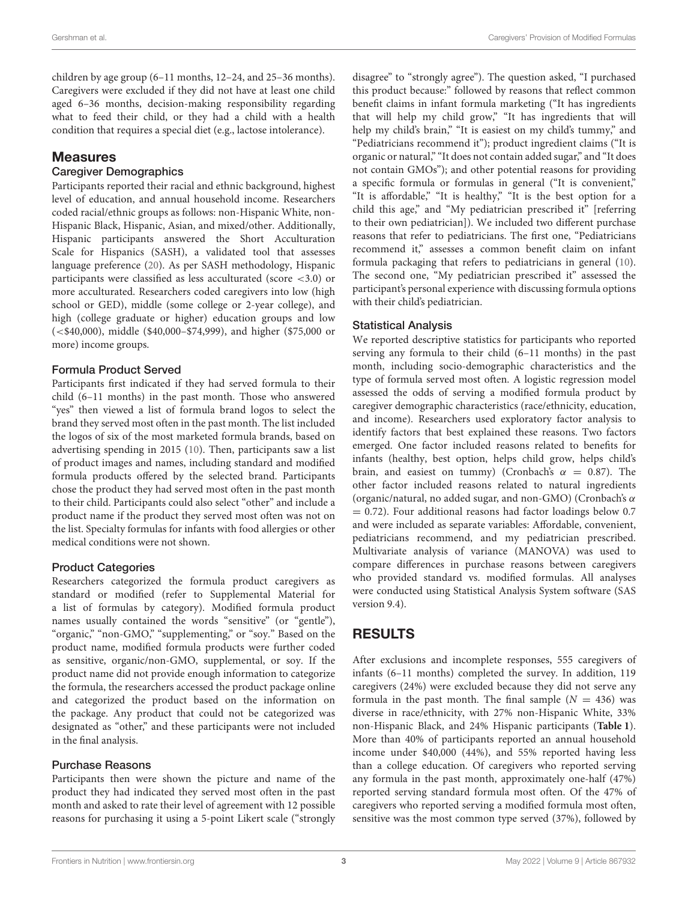children by age group (6–11 months, 12–24, and 25–36 months). Caregivers were excluded if they did not have at least one child aged 6–36 months, decision-making responsibility regarding what to feed their child, or they had a child with a health condition that requires a special diet (e.g., lactose intolerance).

## Measures

### Caregiver Demographics

Participants reported their racial and ethnic background, highest level of education, and annual household income. Researchers coded racial/ethnic groups as follows: non-Hispanic White, non-Hispanic Black, Hispanic, Asian, and mixed/other. Additionally, Hispanic participants answered the Short Acculturation Scale for Hispanics (SASH), a validated tool that assesses language preference (20). As per SASH methodology, Hispanic participants were classified as less acculturated (score <3.0) or more acculturated. Researchers coded caregivers into low (high school or GED), middle (some college or 2-year college), and high (college graduate or higher) education groups and low (<$40,000), middle ($40,000–$74,999), and higher ($75,000 or more) income groups.

### Formula Product Served

Participants first indicated if they had served formula to their child (6–11 months) in the past month. Those who answered "yes" then viewed a list of formula brand logos to select the brand they served most often in the past month. The list included the logos of six of the most marketed formula brands, based on advertising spending in 2015 (10). Then, participants saw a list of product images and names, including standard and modified formula products offered by the selected brand. Participants chose the product they had served most often in the past month to their child. Participants could also select "other" and include a product name if the product they served most often was not on the list. Specialty formulas for infants with food allergies or other medical conditions were not shown.

### Product Categories

Researchers categorized the formula product caregivers as standard or modified (refer to Supplemental Material for a list of formulas by category). Modified formula product names usually contained the words "sensitive" (or "gentle"), "organic," "non-GMO," "supplementing," or "soy." Based on the product name, modified formula products were further coded as sensitive, organic/non-GMO, supplemental, or soy. If the product name did not provide enough information to categorize the formula, the researchers accessed the product package online and categorized the product based on the information on the package. Any product that could not be categorized was designated as "other," and these participants were not included in the final analysis.

### Purchase Reasons

Participants then were shown the picture and name of the product they had indicated they served most often in the past month and asked to rate their level of agreement with 12 possible reasons for purchasing it using a 5-point Likert scale ("strongly disagree" to "strongly agree"). The question asked, "I purchased this product because:" followed by reasons that reflect common benefit claims in infant formula marketing ("It has ingredients that will help my child grow," "It has ingredients that will help my child's brain," "It is easiest on my child's tummy," and "Pediatricians recommend it"); product ingredient claims ("It is organic or natural," "It does not contain added sugar," and "It does not contain GMOs"); and other potential reasons for providing a specific formula or formulas in general ("It is convenient," "It is affordable," "It is healthy," "It is the best option for a child this age," and "My pediatrician prescribed it" [referring to their own pediatrician]). We included two different purchase reasons that refer to pediatricians. The first one, "Pediatricians recommend it," assesses a common benefit claim on infant formula packaging that refers to pediatricians in general (10). The second one, "My pediatrician prescribed it" assessed the participant's personal experience with discussing formula options with their child's pediatrician.

### Statistical Analysis

We reported descriptive statistics for participants who reported serving any formula to their child (6–11 months) in the past month, including socio-demographic characteristics and the type of formula served most often. A logistic regression model assessed the odds of serving a modified formula product by caregiver demographic characteristics (race/ethnicity, education, and income). Researchers used exploratory factor analysis to identify factors that best explained these reasons. Two factors emerged. One factor included reasons related to benefits for infants (healthy, best option, helps child grow, helps child's brain, and easiest on tummy) (Cronbach's $\alpha = 0.87$). The other factor included reasons related to natural ingredients (organic/natural, no added sugar, and non-GMO) (Cronbach's $\alpha = 0.72$). Four additional reasons had factor loadings below 0.7 and were included as separate variables: Affordable, convenient, pediatricians recommend, and my pediatrician prescribed. Multivariate analysis of variance (MANOVA) was used to compare differences in purchase reasons between caregivers who provided standard vs. modified formulas. All analyses were conducted using Statistical Analysis System software (SAS version 9.4).

## RESULTS

After exclusions and incomplete responses, 555 caregivers of infants (6–11 months) completed the survey. In addition, 119 caregivers (24%) were excluded because they did not serve any formula in the past month. The final sample ($N = 436$) was diverse in race/ethnicity, with 27% non-Hispanic White, 33% non-Hispanic Black, and 24% Hispanic participants (**Table 1**). More than 40% of participants reported an annual household income under $40,000 (44%), and 55% reported having less than a college education. Of caregivers who reported serving any formula in the past month, approximately one-half (47%) reported serving standard formula most often. Of the 47% of caregivers who reported serving a modified formula most often, sensitive was the most common type served (37%), followed by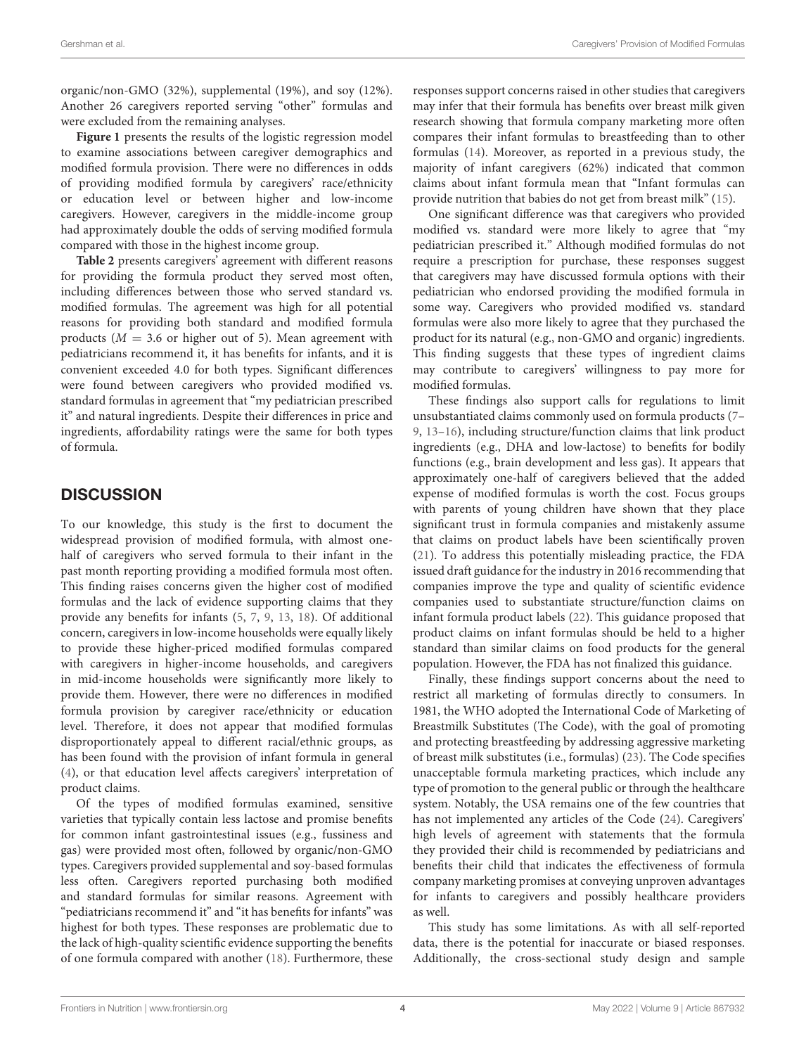organic/non-GMO (32%), supplemental (19%), and soy (12%). Another 26 caregivers reported serving "other" formulas and were excluded from the remaining analyses.

**Figure 1** presents the results of the logistic regression model to examine associations between caregiver demographics and modified formula provision. There were no differences in odds of providing modified formula by caregivers' race/ethnicity or education level or between higher and low-income caregivers. However, caregivers in the middle-income group had approximately double the odds of serving modified formula compared with those in the highest income group.

**Table 2** presents caregivers' agreement with different reasons for providing the formula product they served most often, including differences between those who served standard vs. modified formulas. The agreement was high for all potential reasons for providing both standard and modified formula products ($M = 3.6$ or higher out of 5). Mean agreement with pediatricians recommend it, it has benefits for infants, and it is convenient exceeded 4.0 for both types. Significant differences were found between caregivers who provided modified vs. standard formulas in agreement that "my pediatrician prescribed it" and natural ingredients. Despite their differences in price and ingredients, affordability ratings were the same for both types of formula.

## DISCUSSION

To our knowledge, this study is the first to document the widespread provision of modified formula, with almost one-half of caregivers who served formula to their infant in the past month reporting providing a modified formula most often. This finding raises concerns given the higher cost of modified formulas and the lack of evidence supporting claims that they provide any benefits for infants (5, 7, 9, 13, 18). Of additional concern, caregivers in low-income households were equally likely to provide these higher-priced modified formulas compared with caregivers in higher-income households, and caregivers in mid-income households were significantly more likely to provide them. However, there were no differences in modified formula provision by caregiver race/ethnicity or education level. Therefore, it does not appear that modified formulas disproportionately appeal to different racial/ethnic groups, as has been found with the provision of infant formula in general (4), or that education level affects caregivers' interpretation of product claims.

Of the types of modified formulas examined, sensitive varieties that typically contain less lactose and promise benefits for common infant gastrointestinal issues (e.g., fussiness and gas) were provided most often, followed by organic/non-GMO types. Caregivers provided supplemental and soy-based formulas less often. Caregivers reported purchasing both modified and standard formulas for similar reasons. Agreement with "pediatricians recommend it" and "it has benefits for infants" was highest for both types. These responses are problematic due to the lack of high-quality scientific evidence supporting the benefits of one formula compared with another (18). Furthermore, these responses support concerns raised in other studies that caregivers may infer that their formula has benefits over breast milk given research showing that formula company marketing more often compares their infant formulas to breastfeeding than to other formulas (14). Moreover, as reported in a previous study, the majority of infant caregivers (62%) indicated that common claims about infant formula mean that "Infant formulas can provide nutrition that babies do not get from breast milk" (15).

One significant difference was that caregivers who provided modified vs. standard were more likely to agree that "my pediatrician prescribed it." Although modified formulas do not require a prescription for purchase, these responses suggest that caregivers may have discussed formula options with their pediatrician who endorsed providing the modified formula in some way. Caregivers who provided modified vs. standard formulas were also more likely to agree that they purchased the product for its natural (e.g., non-GMO and organic) ingredients. This finding suggests that these types of ingredient claims may contribute to caregivers' willingness to pay more for modified formulas.

These findings also support calls for regulations to limit unsubstantiated claims commonly used on formula products (7–9, 13–16), including structure/function claims that link product ingredients (e.g., DHA and low-lactose) to benefits for bodily functions (e.g., brain development and less gas). It appears that approximately one-half of caregivers believed that the added expense of modified formulas is worth the cost. Focus groups with parents of young children have shown that they place significant trust in formula companies and mistakenly assume that claims on product labels have been scientifically proven (21). To address this potentially misleading practice, the FDA issued draft guidance for the industry in 2016 recommending that companies improve the type and quality of scientific evidence companies used to substantiate structure/function claims on infant formula product labels (22). This guidance proposed that product claims on infant formulas should be held to a higher standard than similar claims on food products for the general population. However, the FDA has not finalized this guidance.

Finally, these findings support concerns about the need to restrict all marketing of formulas directly to consumers. In 1981, the WHO adopted the International Code of Marketing of Breastmilk Substitutes (The Code), with the goal of promoting and protecting breastfeeding by addressing aggressive marketing of breast milk substitutes (i.e., formulas) (23). The Code specifies unacceptable formula marketing practices, which include any type of promotion to the general public or through the healthcare system. Notably, the USA remains one of the few countries that has not implemented any articles of the Code (24). Caregivers' high levels of agreement with statements that the formula they provided their child is recommended by pediatricians and benefits their child that indicates the effectiveness of formula company marketing promises at conveying unproven advantages for infants to caregivers and possibly healthcare providers as well.

This study has some limitations. As with all self-reported data, there is the potential for inaccurate or biased responses. Additionally, the cross-sectional study design and sample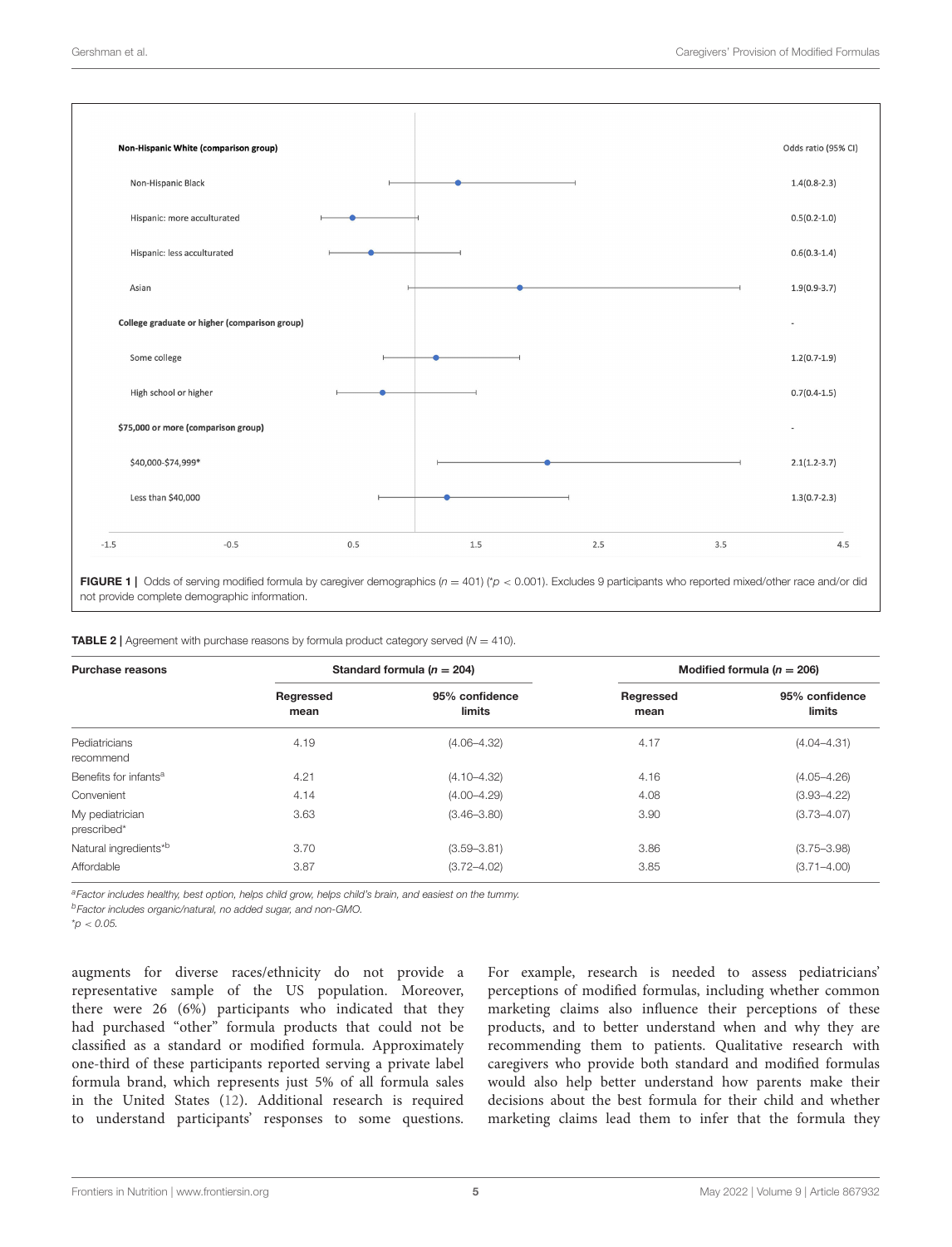| | Odds ratio (95% CI) |
|---|---|
| **Non-Hispanic White (comparison group)** | |
| Non-Hispanic Black | 1.4(0.8-2.3) |
| Hispanic: more acculturated | 0.5(0.2-1.0) |
| Hispanic: less acculturated | 0.6(0.3-1.4) |
| Asian | 1.9(0.9-3.7) |
| **College graduate or higher (comparison group)** | - |
| Some college | 1.2(0.7-1.9) |
| High school or higher | 0.7(0.4-1.5) |
| **$75,000 or more (comparison group)** | - |
| $40,000-$74,999* | 2.1(1.2-3.7) |
| Less than $40,000 | 1.3(0.7-2.3) |

**FIGURE 1 |** Odds of serving modified formula by caregiver demographics ($n = 401$) (*$p < 0.001$). Excludes 9 participants who reported mixed/other race and/or did not provide complete demographic information.

**TABLE 2 |** Agreement with purchase reasons by formula product category served ($N = 410$).

| Purchase reasons | Standard formula ($n = 204$) | | Modified formula ($n = 206$) | |
|---|---|---|---|---|
| | Regressed mean | 95% confidence limits | Regressed mean | 95% confidence limits |
| Pediatricians recommend | 4.19 | (4.06–4.32) | 4.17 | (4.04–4.31) |
| Benefits for infants[a] | 4.21 | (4.10–4.32) | 4.16 | (4.05–4.26) |
| Convenient | 4.14 | (4.00–4.29) | 4.08 | (3.93–4.22) |
| My pediatrician prescribed* | 3.63 | (3.46–3.80) | 3.90 | (3.73–4.07) |
| Natural ingredients*[b] | 3.70 | (3.59–3.81) | 3.86 | (3.75–3.98) |
| Affordable | 3.87 | (3.72–4.02) | 3.85 | (3.71–4.00) |

[a]Factor includes healthy, best option, helps child grow, helps child's brain, and easiest on the tummy.
[b]Factor includes organic/natural, no added sugar, and non-GMO.
*$p < 0.05$.

augments for diverse races/ethnicity do not provide a representative sample of the US population. Moreover, there were 26 (6%) participants who indicated that they had purchased "other" formula products that could not be classified as a standard or modified formula. Approximately one-third of these participants reported serving a private label formula brand, which represents just 5% of all formula sales in the United States (12). Additional research is required to understand participants' responses to some questions. For example, research is needed to assess pediatricians' perceptions of modified formulas, including whether common marketing claims also influence their perceptions of these products, and to better understand when and why they are recommending them to patients. Qualitative research with caregivers who provide both standard and modified formulas would also help better understand how parents make their decisions about the best formula for their child and whether marketing claims lead them to infer that the formula they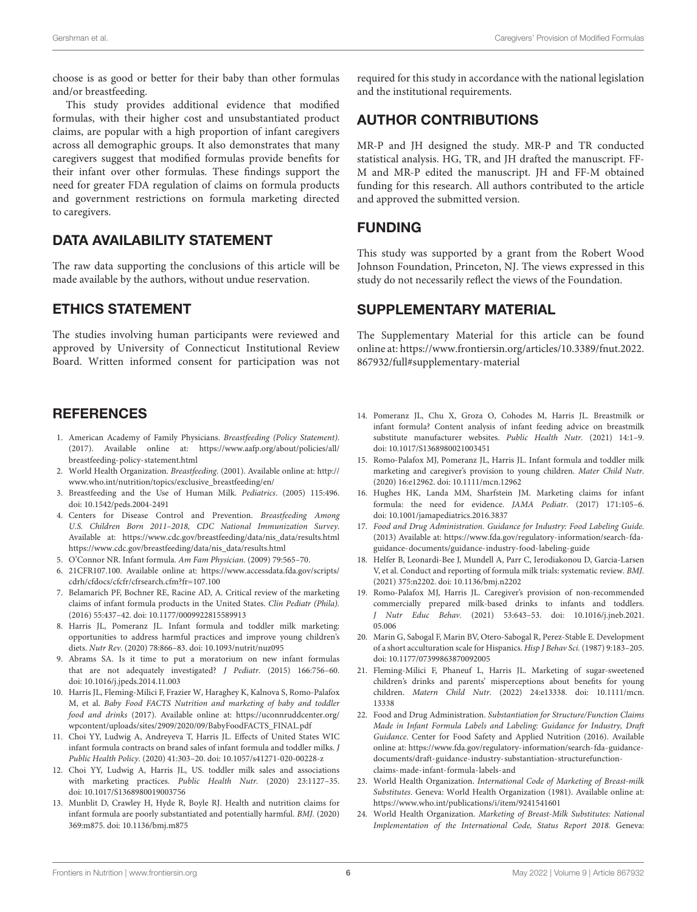choose is as good or better for their baby than other formulas and/or breastfeeding.

This study provides additional evidence that modified formulas, with their higher cost and unsubstantiated product claims, are popular with a high proportion of infant caregivers across all demographic groups. It also demonstrates that many caregivers suggest that modified formulas provide benefits for their infant over other formulas. These findings support the need for greater FDA regulation of claims on formula products and government restrictions on formula marketing directed to caregivers.

## DATA AVAILABILITY STATEMENT

The raw data supporting the conclusions of this article will be made available by the authors, without undue reservation.

## ETHICS STATEMENT

The studies involving human participants were reviewed and approved by University of Connecticut Institutional Review Board. Written informed consent for participation was not required for this study in accordance with the national legislation and the institutional requirements.

## AUTHOR CONTRIBUTIONS

MR-P and JH designed the study. MR-P and TR conducted statistical analysis. HG, TR, and JH drafted the manuscript. FF-M and MR-P edited the manuscript. JH and FF-M obtained funding for this research. All authors contributed to the article and approved the submitted version.

## FUNDING

This study was supported by a grant from the Robert Wood Johnson Foundation, Princeton, NJ. The views expressed in this study do not necessarily reflect the views of the Foundation.

## SUPPLEMENTARY MATERIAL

The Supplementary Material for this article can be found online at: https://www.frontiersin.org/articles/10.3389/fnut.2022.867932/full#supplementary-material

## REFERENCES

1. American Academy of Family Physicians. *Breastfeeding (Policy Statement)*. (2017). Available online at: https://www.aafp.org/about/policies/all/breastfeeding-policy-statement.html
2. World Health Organization. *Breastfeeding*. (2001). Available online at: http://www.who.int/nutrition/topics/exclusive_breastfeeding/en/
3. Breastfeeding and the Use of Human Milk. *Pediatrics*. (2005) 115:496. doi: 10.1542/peds.2004-2491
4. Centers for Disease Control and Prevention. *Breastfeeding Among U.S. Children Born 2011–2018, CDC National Immunization Survey*. Available at: https://www.cdc.gov/breastfeeding/data/nis_data/results.html https://www.cdc.gov/breastfeeding/data/nis_data/results.html
5. O'Connor NR. Infant formula. *Am Fam Physician*. (2009) 79:565–70.
6. 21CFR107.100. Available online at: https://www.accessdata.fda.gov/scripts/cdrh/cfdocs/cfcfr/cfrsearch.cfm?fr=107.100
7. Belamarich PF, Bochner RE, Racine AD, A. Critical review of the marketing claims of infant formula products in the United States. *Clin Pediatr (Phila)*. (2016) 55:437–42. doi: 10.1177/0009922815589913
8. Harris JL, Pomeranz JL. Infant formula and toddler milk marketing: opportunities to address harmful practices and improve young children's diets. *Nutr Rev*. (2020) 78:866–83. doi: 10.1093/nutrit/nuz095
9. Abrams SA. Is it time to put a moratorium on new infant formulas that are not adequately investigated? *J Pediatr*. (2015) 166:756–60. doi: 10.1016/j.jpeds.2014.11.003
10. Harris JL, Fleming-Milici F, Frazier W, Haraghey K, Kalnova S, Romo-Palafox M, et al. *Baby Food FACTS Nutrition and marketing of baby and toddler food and drinks* (2017). Available online at: https://uconnruddcenter.org/wpcontent/uploads/sites/2909/2020/09/BabyFoodFACTS_FINAL.pdf
11. Choi YY, Ludwig A, Andreyeva T, Harris JL. Effects of United States WIC infant formula contracts on brand sales of infant formula and toddler milks. *J Public Health Policy*. (2020) 41:303–20. doi: 10.1057/s41271-020-00228-z
12. Choi YY, Ludwig A, Harris JL. US. toddler milk sales and associations with marketing practices. *Public Health Nutr*. (2020) 23:1127–35. doi: 10.1017/S1368980019003756
13. Munblit D, Crawley H, Hyde R, Boyle RJ. Health and nutrition claims for infant formula are poorly substantiated and potentially harmful. *BMJ*. (2020) 369:m875. doi: 10.1136/bmj.m875
14. Pomeranz JL, Chu X, Groza O, Cohodes M, Harris JL. Breastmilk or infant formula? Content analysis of infant feeding advice on breastmilk substitute manufacturer websites. *Public Health Nutr*. (2021) 14:1–9. doi: 10.1017/S1368980021003451
15. Romo-Palafox MJ, Pomeranz JL, Harris JL. Infant formula and toddler milk marketing and caregiver's provision to young children. *Mater Child Nutr*. (2020) 16:e12962. doi: 10.1111/mcn.12962
16. Hughes HK, Landa MM, Sharfstein JM. Marketing claims for infant formula: the need for evidence. *JAMA Pediatr*. (2017) 171:105–6. doi: 10.1001/jamapediatrics.2016.3837
17. *Food and Drug Administration. Guidance for Industry: Food Labeling Guide*. (2013) Available at: https://www.fda.gov/regulatory-information/search-fda-guidance-documents/guidance-industry-food-labeling-guide
18. Helfer B, Leonardi-Bee J, Mundell A, Parr C, Ierodiakonou D, Garcia-Larsen V, et al. Conduct and reporting of formula milk trials: systematic review. *BMJ*. (2021) 375:n2202. doi: 10.1136/bmj.n2202
19. Romo-Palafox MJ, Harris JL. Caregiver's provision of non-recommended commercially prepared milk-based drinks to infants and toddlers. *J Nutr Educ Behav*. (2021) 53:643–53. doi: 10.1016/j.jneb.2021.05.006
20. Marin G, Sabogal F, Marin BV, Otero-Sabogal R, Perez-Stable E. Development of a short acculturation scale for Hispanics. *Hisp J Behav Sci*. (1987) 9:183–205. doi: 10.1177/07399863870092005
21. Fleming-Milici F, Phaneuf L, Harris JL. Marketing of sugar-sweetened children's drinks and parents' misperceptions about benefits for young children. *Matern Child Nutr*. (2022) 24:e13338. doi: 10.1111/mcn.13338
22. Food and Drug Administration. *Substantiation for Structure/Function Claims Made in Infant Formula Labels and Labeling: Guidance for Industry, Draft Guidance*. Center for Food Safety and Applied Nutrition (2016). Available online at: https://www.fda.gov/regulatory-information/search-fda-guidance-documents/draft-guidance-industry-substantiation-structurefunction-claims-made-infant-formula-labels-and
23. World Health Organization. *International Code of Marketing of Breast-milk Substitutes*. Geneva: World Health Organization (1981). Available online at: https://www.who.int/publications/i/item/9241541601
24. World Health Organization. *Marketing of Breast-Milk Substitutes: National Implementation of the International Code, Status Report 2018*. Geneva: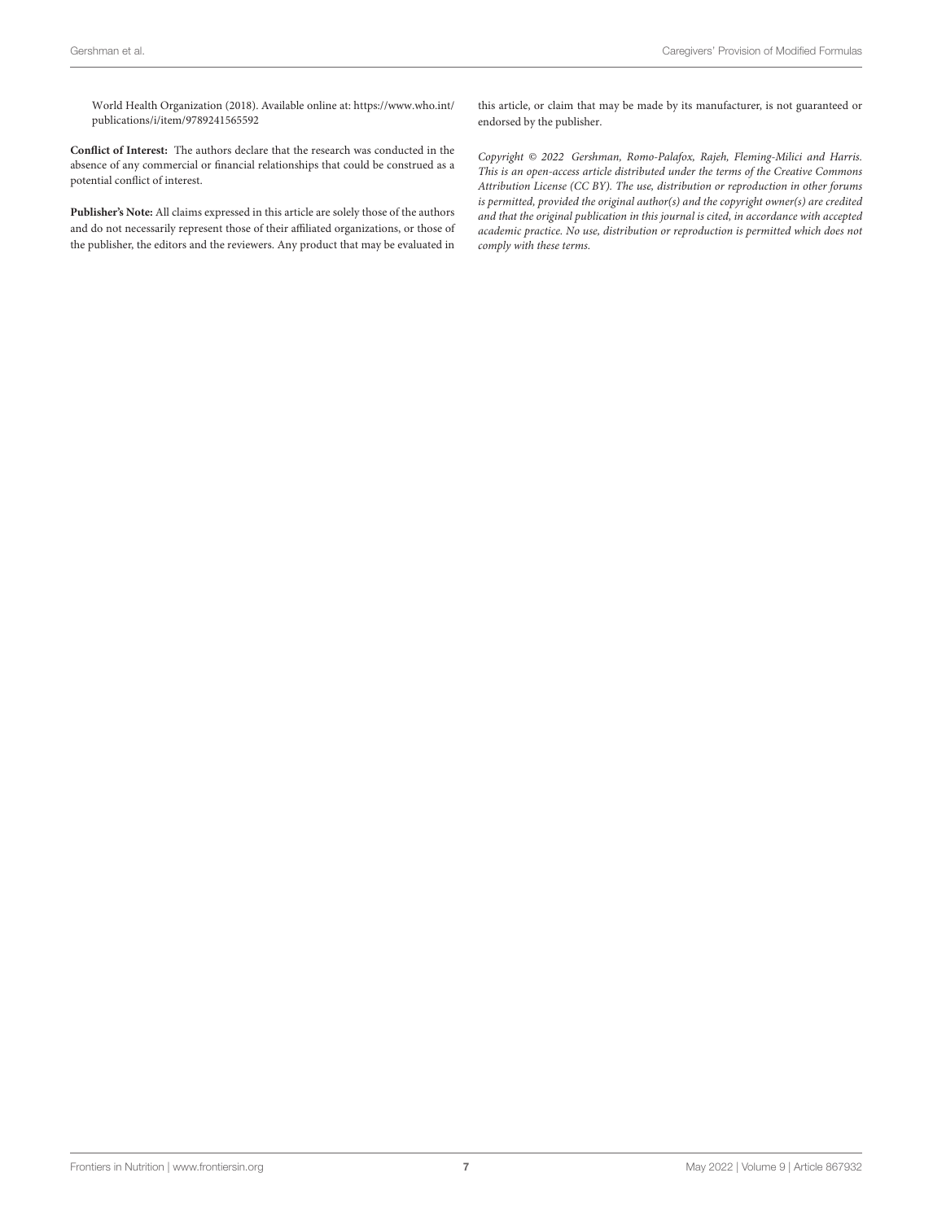World Health Organization (2018). Available online at: https://www.who.int/publications/i/item/9789241565592

**Conflict of Interest:** The authors declare that the research was conducted in the absence of any commercial or financial relationships that could be construed as a potential conflict of interest.

**Publisher's Note:** All claims expressed in this article are solely those of the authors and do not necessarily represent those of their affiliated organizations, or those of the publisher, the editors and the reviewers. Any product that may be evaluated in this article, or claim that may be made by its manufacturer, is not guaranteed or endorsed by the publisher.

*Copyright © 2022 Gershman, Romo-Palafox, Rajeh, Fleming-Milici and Harris. This is an open-access article distributed under the terms of the Creative Commons Attribution License (CC BY). The use, distribution or reproduction in other forums is permitted, provided the original author(s) and the copyright owner(s) are credited and that the original publication in this journal is cited, in accordance with accepted academic practice. No use, distribution or reproduction is permitted which does not comply with these terms.*